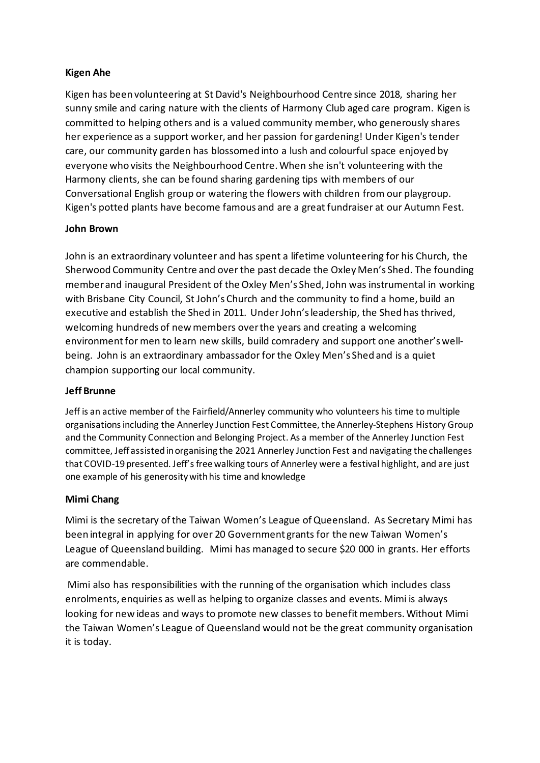**Kigen Ahe**

Kigen has been volunteering at St David's Neighbourhood Centre since 2018, sharing her sunny smile and caring nature with the clients of Harmony Club aged care program. Kigen is committed to helping others and is a valued community member, who generously shares her experience as a support worker, and her passion for gardening! Under Kigen's tender care, our community garden has blossomed into a lush and colourful space enjoyed by everyone who visits the Neighbourhood Centre. When she isn't volunteering with the Harmony clients, she can be found sharing gardening tips with members of our Conversational English group or watering the flowers with children from our playgroup. Kigen's potted plants have become famous and are a great fundraiser at our Autumn Fest.

**John Brown**

John is an extraordinary volunteer and has spent a lifetime volunteering for his Church, the Sherwood Community Centre and over the past decade the Oxley Men's Shed. The founding member and inaugural President of the Oxley Men's Shed, John was instrumental in working with Brisbane City Council, St John's Church and the community to find a home, build an executive and establish the Shed in 2011. Under John's leadership, the Shed has thrived, welcoming hundreds of new members over the years and creating a welcoming environment for men to learn new skills, build comradery and support one another's well-being. John is an extraordinary ambassador for the Oxley Men's Shed and is a quiet champion supporting our local community.

**Jeff Brunne**

Jeff is an active member of the Fairfield/Annerley community who volunteers his time to multiple organisations including the Annerley Junction Fest Committee, the Annerley-Stephens History Group and the Community Connection and Belonging Project. As a member of the Annerley Junction Fest committee, Jeff assisted in organising the 2021 Annerley Junction Fest and navigating the challenges that COVID-19 presented. Jeff's free walking tours of Annerley were a festival highlight, and are just one example of his generosity with his time and knowledge

**Mimi Chang**

Mimi is the secretary of the Taiwan Women's League of Queensland. As Secretary Mimi has been integral in applying for over 20 Government grants for the new Taiwan Women's League of Queensland building. Mimi has managed to secure $20 000 in grants. Her efforts are commendable.

Mimi also has responsibilities with the running of the organisation which includes class enrolments, enquiries as well as helping to organize classes and events. Mimi is always looking for new ideas and ways to promote new classes to benefit members. Without Mimi the Taiwan Women's League of Queensland would not be the great community organisation it is today.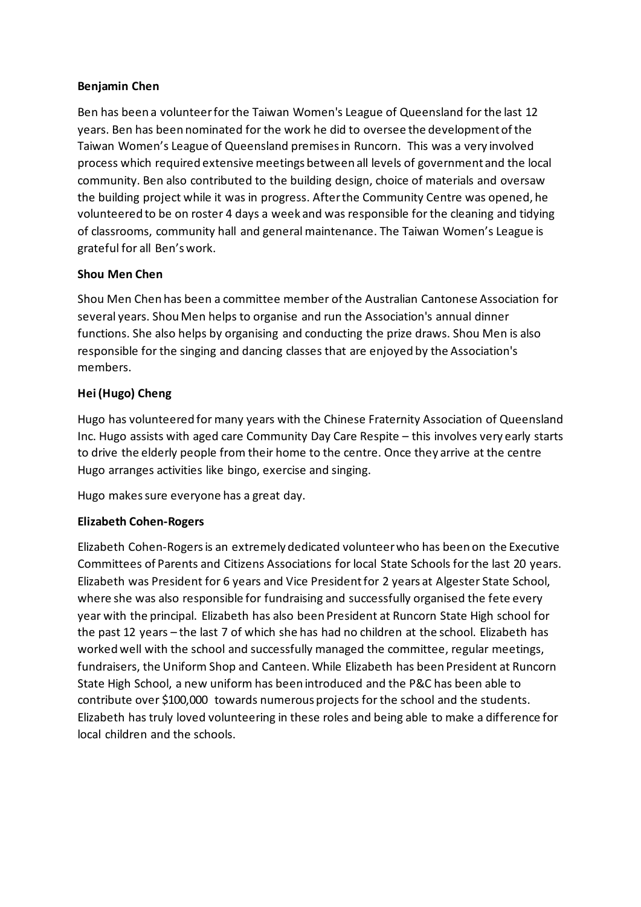**Benjamin Chen**

Ben has been a volunteer for the Taiwan Women's League of Queensland for the last 12 years. Ben has been nominated for the work he did to oversee the development of the Taiwan Women's League of Queensland premises in Runcorn. This was a very involved process which required extensive meetings between all levels of government and the local community. Ben also contributed to the building design, choice of materials and oversaw the building project while it was in progress. After the Community Centre was opened, he volunteered to be on roster 4 days a week and was responsible for the cleaning and tidying of classrooms, community hall and general maintenance. The Taiwan Women's League is grateful for all Ben's work.

**Shou Men Chen**

Shou Men Chen has been a committee member of the Australian Cantonese Association for several years. Shou Men helps to organise and run the Association's annual dinner functions. She also helps by organising and conducting the prize draws. Shou Men is also responsible for the singing and dancing classes that are enjoyed by the Association's members.

**Hei (Hugo) Cheng**

Hugo has volunteered for many years with the Chinese Fraternity Association of Queensland Inc. Hugo assists with aged care Community Day Care Respite – this involves very early starts to drive the elderly people from their home to the centre. Once they arrive at the centre Hugo arranges activities like bingo, exercise and singing.

Hugo makes sure everyone has a great day.

**Elizabeth Cohen-Rogers**

Elizabeth Cohen-Rogers is an extremely dedicated volunteer who has been on the Executive Committees of Parents and Citizens Associations for local State Schools for the last 20 years. Elizabeth was President for 6 years and Vice President for 2 years at Algester State School, where she was also responsible for fundraising and successfully organised the fete every year with the principal. Elizabeth has also been President at Runcorn State High school for the past 12 years – the last 7 of which she has had no children at the school. Elizabeth has worked well with the school and successfully managed the committee, regular meetings, fundraisers, the Uniform Shop and Canteen. While Elizabeth has been President at Runcorn State High School, a new uniform has been introduced and the P&C has been able to contribute over $100,000 towards numerous projects for the school and the students. Elizabeth has truly loved volunteering in these roles and being able to make a difference for local children and the schools.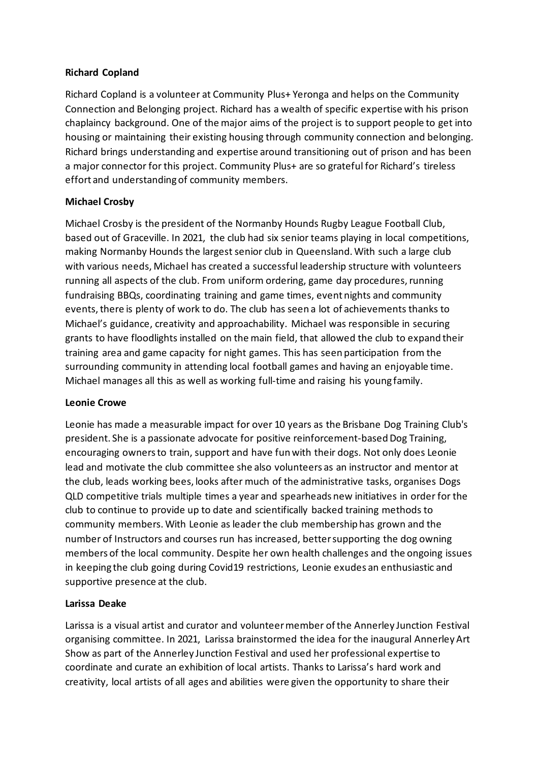**Richard Copland**

Richard Copland is a volunteer at Community Plus+ Yeronga and helps on the Community Connection and Belonging project. Richard has a wealth of specific expertise with his prison chaplaincy background. One of the major aims of the project is to support people to get into housing or maintaining their existing housing through community connection and belonging. Richard brings understanding and expertise around transitioning out of prison and has been a major connector for this project. Community Plus+ are so grateful for Richard's tireless effort and understanding of community members.

**Michael Crosby**

Michael Crosby is the president of the Normanby Hounds Rugby League Football Club, based out of Graceville. In 2021, the club had six senior teams playing in local competitions, making Normanby Hounds the largest senior club in Queensland. With such a large club with various needs, Michael has created a successful leadership structure with volunteers running all aspects of the club. From uniform ordering, game day procedures, running fundraising BBQs, coordinating training and game times, event nights and community events, there is plenty of work to do. The club has seen a lot of achievements thanks to Michael's guidance, creativity and approachability. Michael was responsible in securing grants to have floodlights installed on the main field, that allowed the club to expand their training area and game capacity for night games. This has seen participation from the surrounding community in attending local football games and having an enjoyable time. Michael manages all this as well as working full-time and raising his young family.

**Leonie Crowe**

Leonie has made a measurable impact for over 10 years as the Brisbane Dog Training Club's president. She is a passionate advocate for positive reinforcement-based Dog Training, encouraging owners to train, support and have fun with their dogs. Not only does Leonie lead and motivate the club committee she also volunteers as an instructor and mentor at the club, leads working bees, looks after much of the administrative tasks, organises Dogs QLD competitive trials multiple times a year and spearheads new initiatives in order for the club to continue to provide up to date and scientifically backed training methods to community members. With Leonie as leader the club membership has grown and the number of Instructors and courses run has increased, better supporting the dog owning members of the local community. Despite her own health challenges and the ongoing issues in keeping the club going during Covid19 restrictions, Leonie exudes an enthusiastic and supportive presence at the club.

**Larissa Deake**

Larissa is a visual artist and curator and volunteer member of the Annerley Junction Festival organising committee. In 2021, Larissa brainstormed the idea for the inaugural Annerley Art Show as part of the Annerley Junction Festival and used her professional expertise to coordinate and curate an exhibition of local artists. Thanks to Larissa's hard work and creativity, local artists of all ages and abilities were given the opportunity to share their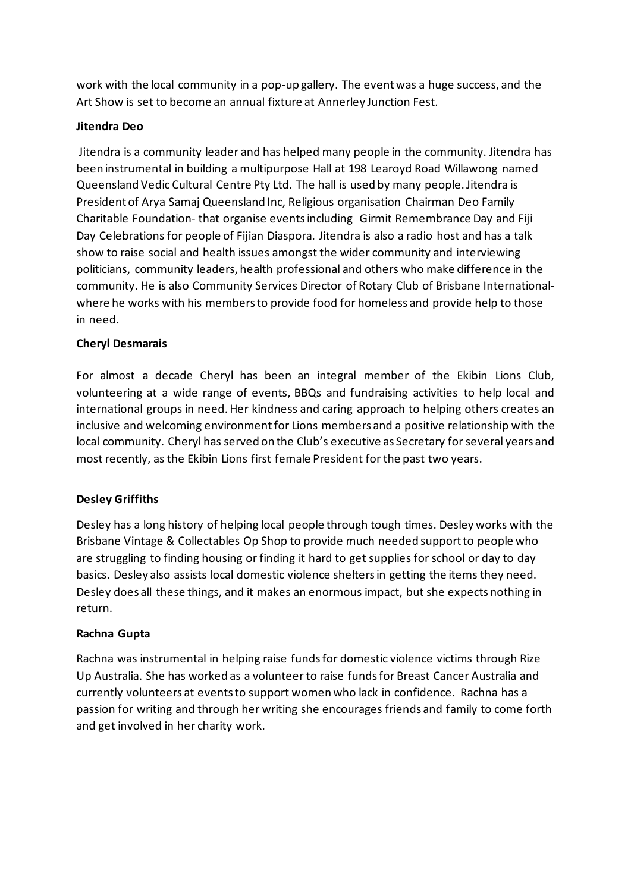work with the local community in a pop-up gallery. The event was a huge success, and the Art Show is set to become an annual fixture at Annerley Junction Fest.

**Jitendra Deo**

Jitendra is a community leader and has helped many people in the community. Jitendra has been instrumental in building a multipurpose Hall at 198 Learoyd Road Willawong named Queensland Vedic Cultural Centre Pty Ltd. The hall is used by many people. Jitendra is President of Arya Samaj Queensland Inc, Religious organisation Chairman Deo Family Charitable Foundation- that organise events including Girmit Remembrance Day and Fiji Day Celebrations for people of Fijian Diaspora. Jitendra is also a radio host and has a talk show to raise social and health issues amongst the wider community and interviewing politicians, community leaders, health professional and others who make difference in the community. He is also Community Services Director of Rotary Club of Brisbane International- where he works with his members to provide food for homeless and provide help to those in need.

**Cheryl Desmarais**

For almost a decade Cheryl has been an integral member of the Ekibin Lions Club, volunteering at a wide range of events, BBQs and fundraising activities to help local and international groups in need. Her kindness and caring approach to helping others creates an inclusive and welcoming environment for Lions members and a positive relationship with the local community. Cheryl has served on the Club's executive as Secretary for several years and most recently, as the Ekibin Lions first female President for the past two years.

**Desley Griffiths**

Desley has a long history of helping local people through tough times. Desley works with the Brisbane Vintage & Collectables Op Shop to provide much needed support to people who are struggling to finding housing or finding it hard to get supplies for school or day to day basics. Desley also assists local domestic violence shelters in getting the items they need. Desley does all these things, and it makes an enormous impact, but she expects nothing in return.

**Rachna Gupta**

Rachna was instrumental in helping raise funds for domestic violence victims through Rize Up Australia. She has worked as a volunteer to raise funds for Breast Cancer Australia and currently volunteers at events to support women who lack in confidence. Rachna has a passion for writing and through her writing she encourages friends and family to come forth and get involved in her charity work.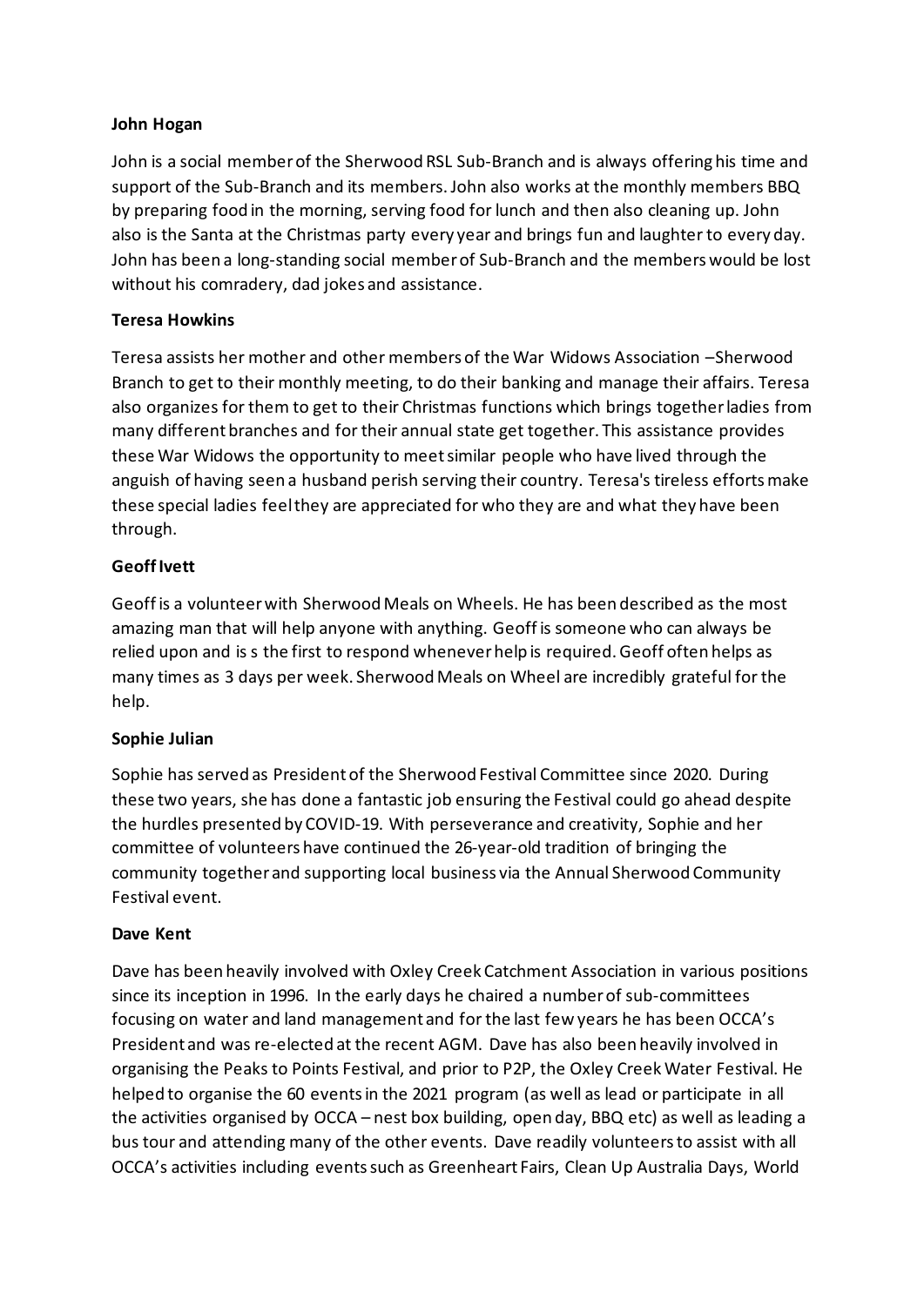**John Hogan**

John is a social member of the Sherwood RSL Sub-Branch and is always offering his time and support of the Sub-Branch and its members. John also works at the monthly members BBQ by preparing food in the morning, serving food for lunch and then also cleaning up. John also is the Santa at the Christmas party every year and brings fun and laughter to every day. John has been a long-standing social member of Sub-Branch and the members would be lost without his comradery, dad jokes and assistance.

**Teresa Howkins**

Teresa assists her mother and other members of the War Widows Association –Sherwood Branch to get to their monthly meeting, to do their banking and manage their affairs. Teresa also organizes for them to get to their Christmas functions which brings together ladies from many different branches and for their annual state get together. This assistance provides these War Widows the opportunity to meet similar people who have lived through the anguish of having seen a husband perish serving their country. Teresa's tireless efforts make these special ladies feel they are appreciated for who they are and what they have been through.

**Geoff Ivett**

Geoff is a volunteer with Sherwood Meals on Wheels. He has been described as the most amazing man that will help anyone with anything. Geoff is someone who can always be relied upon and is s the first to respond whenever help is required. Geoff often helps as many times as 3 days per week. Sherwood Meals on Wheel are incredibly grateful for the help.

**Sophie Julian**

Sophie has served as President of the Sherwood Festival Committee since 2020. During these two years, she has done a fantastic job ensuring the Festival could go ahead despite the hurdles presented by COVID-19. With perseverance and creativity, Sophie and her committee of volunteers have continued the 26-year-old tradition of bringing the community together and supporting local business via the Annual Sherwood Community Festival event.

**Dave Kent**

Dave has been heavily involved with Oxley Creek Catchment Association in various positions since its inception in 1996. In the early days he chaired a number of sub-committees focusing on water and land management and for the last few years he has been OCCA's President and was re-elected at the recent AGM. Dave has also been heavily involved in organising the Peaks to Points Festival, and prior to P2P, the Oxley Creek Water Festival. He helped to organise the 60 events in the 2021 program (as well as lead or participate in all the activities organised by OCCA – nest box building, open day, BBQ etc) as well as leading a bus tour and attending many of the other events. Dave readily volunteers to assist with all OCCA's activities including events such as Greenheart Fairs, Clean Up Australia Days, World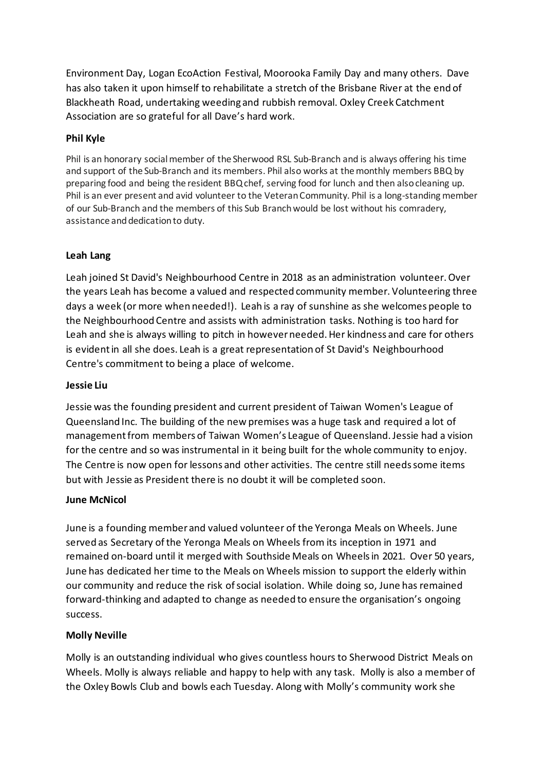Environment Day, Logan EcoAction Festival, Moorooka Family Day and many others. Dave has also taken it upon himself to rehabilitate a stretch of the Brisbane River at the end of Blackheath Road, undertaking weeding and rubbish removal. Oxley Creek Catchment Association are so grateful for all Dave's hard work.

**Phil Kyle**

Phil is an honorary social member of the Sherwood RSL Sub-Branch and is always offering his time and support of the Sub-Branch and its members. Phil also works at the monthly members BBQ by preparing food and being the resident BBQ chef, serving food for lunch and then also cleaning up. Phil is an ever present and avid volunteer to the Veteran Community. Phil is a long-standing member of our Sub-Branch and the members of this Sub Branch would be lost without his comradery, assistance and dedication to duty.

**Leah Lang**

Leah joined St David's Neighbourhood Centre in 2018 as an administration volunteer. Over the years Leah has become a valued and respected community member. Volunteering three days a week (or more when needed!). Leah is a ray of sunshine as she welcomes people to the Neighbourhood Centre and assists with administration tasks. Nothing is too hard for Leah and she is always willing to pitch in however needed. Her kindness and care for others is evident in all she does. Leah is a great representation of St David's Neighbourhood Centre's commitment to being a place of welcome.

**Jessie Liu**

Jessie was the founding president and current president of Taiwan Women's League of Queensland Inc. The building of the new premises was a huge task and required a lot of management from members of Taiwan Women's League of Queensland. Jessie had a vision for the centre and so was instrumental in it being built for the whole community to enjoy. The Centre is now open for lessons and other activities. The centre still needs some items but with Jessie as President there is no doubt it will be completed soon.

**June McNicol**

June is a founding member and valued volunteer of the Yeronga Meals on Wheels. June served as Secretary of the Yeronga Meals on Wheels from its inception in 1971 and remained on-board until it merged with Southside Meals on Wheels in 2021. Over 50 years, June has dedicated her time to the Meals on Wheels mission to support the elderly within our community and reduce the risk of social isolation. While doing so, June has remained forward-thinking and adapted to change as needed to ensure the organisation's ongoing success.

**Molly Neville**

Molly is an outstanding individual who gives countless hours to Sherwood District Meals on Wheels. Molly is always reliable and happy to help with any task. Molly is also a member of the Oxley Bowls Club and bowls each Tuesday. Along with Molly's community work she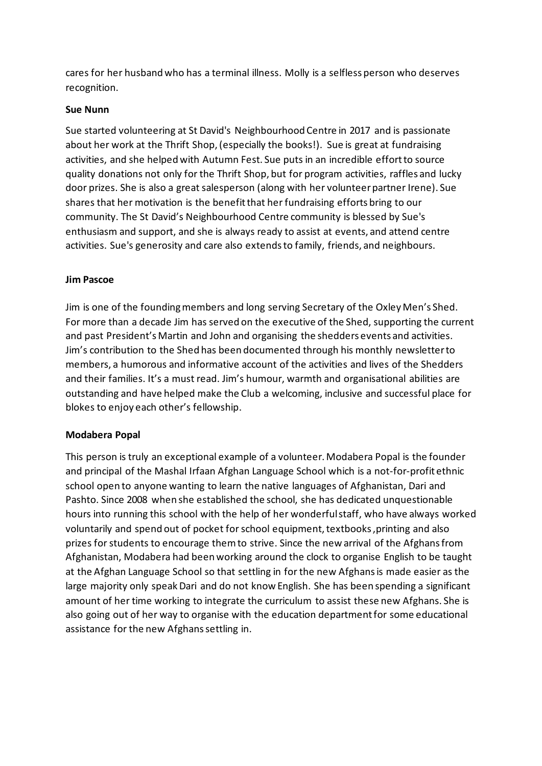cares for her husband who has a terminal illness. Molly is a selfless person who deserves recognition.

**Sue Nunn**

Sue started volunteering at St David's Neighbourhood Centre in 2017 and is passionate about her work at the Thrift Shop, (especially the books!). Sue is great at fundraising activities, and she helped with Autumn Fest. Sue puts in an incredible effort to source quality donations not only for the Thrift Shop, but for program activities, raffles and lucky door prizes. She is also a great salesperson (along with her volunteer partner Irene). Sue shares that her motivation is the benefit that her fundraising efforts bring to our community. The St David's Neighbourhood Centre community is blessed by Sue's enthusiasm and support, and she is always ready to assist at events, and attend centre activities. Sue's generosity and care also extends to family, friends, and neighbours.

**Jim Pascoe**

Jim is one of the founding members and long serving Secretary of the Oxley Men's Shed. For more than a decade Jim has served on the executive of the Shed, supporting the current and past President's Martin and John and organising the shedders events and activities. Jim's contribution to the Shed has been documented through his monthly newsletter to members, a humorous and informative account of the activities and lives of the Shedders and their families. It's a must read. Jim's humour, warmth and organisational abilities are outstanding and have helped make the Club a welcoming, inclusive and successful place for blokes to enjoy each other's fellowship.

**Modabera Popal**

This person is truly an exceptional example of a volunteer. Modabera Popal is the founder and principal of the Mashal Irfaan Afghan Language School which is a not-for-profit ethnic school open to anyone wanting to learn the native languages of Afghanistan, Dari and Pashto. Since 2008 when she established the school, she has dedicated unquestionable hours into running this school with the help of her wonderful staff, who have always worked voluntarily and spend out of pocket for school equipment, textbooks, printing and also prizes for students to encourage them to strive. Since the new arrival of the Afghans from Afghanistan, Modabera had been working around the clock to organise English to be taught at the Afghan Language School so that settling in for the new Afghans is made easier as the large majority only speak Dari and do not know English. She has been spending a significant amount of her time working to integrate the curriculum to assist these new Afghans. She is also going out of her way to organise with the education department for some educational assistance for the new Afghans settling in.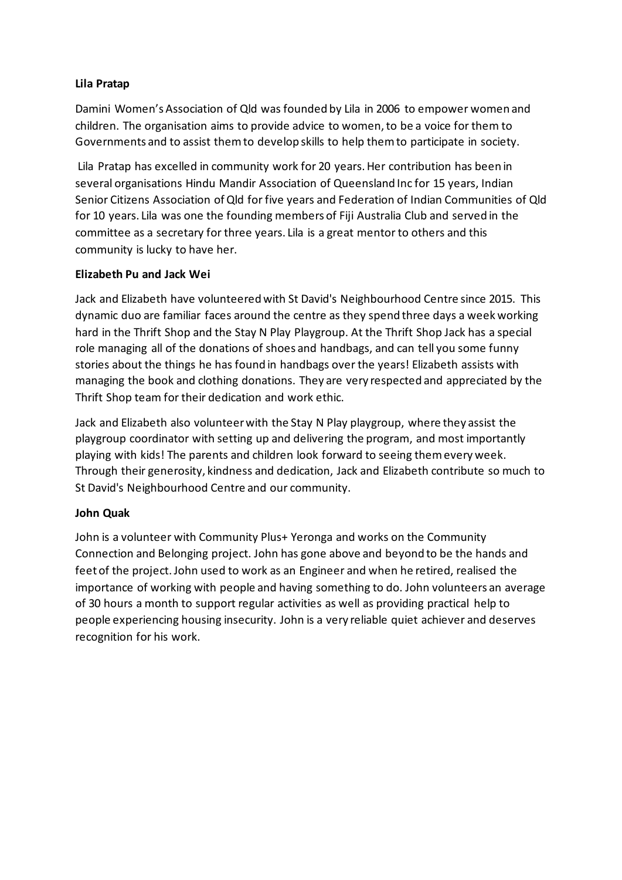**Lila Pratap**

Damini Women's Association of Qld was founded by Lila in 2006 to empower women and children. The organisation aims to provide advice to women, to be a voice for them to Governments and to assist them to develop skills to help them to participate in society.

Lila Pratap has excelled in community work for 20 years. Her contribution has been in several organisations Hindu Mandir Association of Queensland Inc for 15 years, Indian Senior Citizens Association of Qld for five years and Federation of Indian Communities of Qld for 10 years. Lila was one the founding members of Fiji Australia Club and served in the committee as a secretary for three years. Lila is a great mentor to others and this community is lucky to have her.

**Elizabeth Pu and Jack Wei**

Jack and Elizabeth have volunteered with St David's Neighbourhood Centre since 2015. This dynamic duo are familiar faces around the centre as they spend three days a week working hard in the Thrift Shop and the Stay N Play Playgroup. At the Thrift Shop Jack has a special role managing all of the donations of shoes and handbags, and can tell you some funny stories about the things he has found in handbags over the years! Elizabeth assists with managing the book and clothing donations. They are very respected and appreciated by the Thrift Shop team for their dedication and work ethic.

Jack and Elizabeth also volunteer with the Stay N Play playgroup, where they assist the playgroup coordinator with setting up and delivering the program, and most importantly playing with kids! The parents and children look forward to seeing them every week. Through their generosity, kindness and dedication, Jack and Elizabeth contribute so much to St David's Neighbourhood Centre and our community.

**John Quak**

John is a volunteer with Community Plus+ Yeronga and works on the Community Connection and Belonging project. John has gone above and beyond to be the hands and feet of the project. John used to work as an Engineer and when he retired, realised the importance of working with people and having something to do. John volunteers an average of 30 hours a month to support regular activities as well as providing practical help to people experiencing housing insecurity. John is a very reliable quiet achiever and deserves recognition for his work.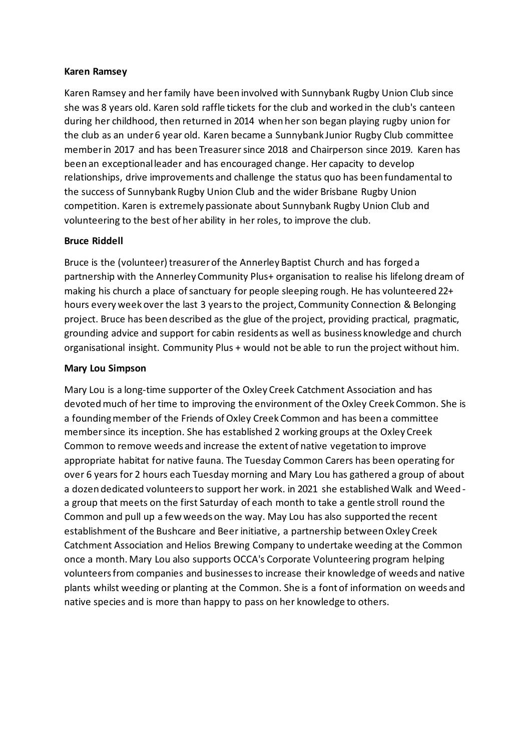**Karen Ramsey**

Karen Ramsey and her family have been involved with Sunnybank Rugby Union Club since she was 8 years old. Karen sold raffle tickets for the club and worked in the club's canteen during her childhood, then returned in 2014 when her son began playing rugby union for the club as an under 6 year old. Karen became a Sunnybank Junior Rugby Club committee member in 2017 and has been Treasurer since 2018 and Chairperson since 2019. Karen has been an exceptional leader and has encouraged change. Her capacity to develop relationships, drive improvements and challenge the status quo has been fundamental to the success of Sunnybank Rugby Union Club and the wider Brisbane Rugby Union competition. Karen is extremely passionate about Sunnybank Rugby Union Club and volunteering to the best of her ability in her roles, to improve the club.

**Bruce Riddell**

Bruce is the (volunteer) treasurer of the Annerley Baptist Church and has forged a partnership with the Annerley Community Plus+ organisation to realise his lifelong dream of making his church a place of sanctuary for people sleeping rough. He has volunteered 22+ hours every week over the last 3 years to the project, Community Connection & Belonging project. Bruce has been described as the glue of the project, providing practical, pragmatic, grounding advice and support for cabin residents as well as business knowledge and church organisational insight. Community Plus + would not be able to run the project without him.

**Mary Lou Simpson**

Mary Lou is a long-time supporter of the Oxley Creek Catchment Association and has devoted much of her time to improving the environment of the Oxley Creek Common. She is a founding member of the Friends of Oxley Creek Common and has been a committee member since its inception. She has established 2 working groups at the Oxley Creek Common to remove weeds and increase the extent of native vegetation to improve appropriate habitat for native fauna. The Tuesday Common Carers has been operating for over 6 years for 2 hours each Tuesday morning and Mary Lou has gathered a group of about a dozen dedicated volunteers to support her work. in 2021 she established Walk and Weed - a group that meets on the first Saturday of each month to take a gentle stroll round the Common and pull up a few weeds on the way. May Lou has also supported the recent establishment of the Bushcare and Beer initiative, a partnership between Oxley Creek Catchment Association and Helios Brewing Company to undertake weeding at the Common once a month. Mary Lou also supports OCCA's Corporate Volunteering program helping volunteers from companies and businesses to increase their knowledge of weeds and native plants whilst weeding or planting at the Common. She is a font of information on weeds and native species and is more than happy to pass on her knowledge to others.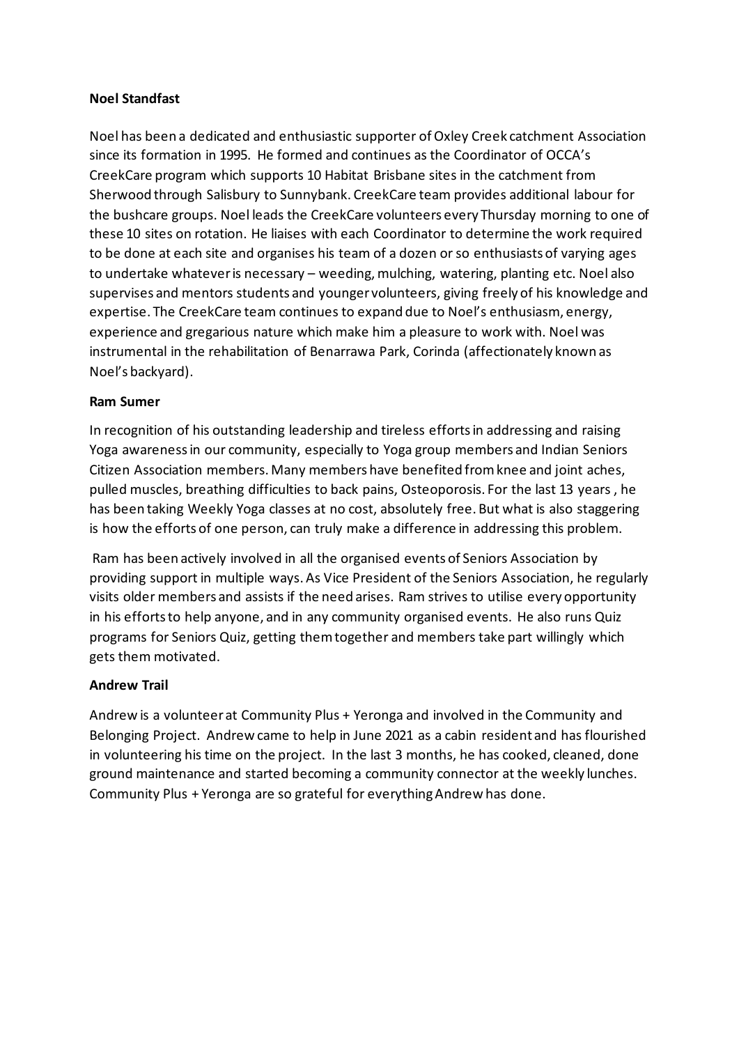**Noel Standfast**

Noel has been a dedicated and enthusiastic supporter of Oxley Creek catchment Association since its formation in 1995. He formed and continues as the Coordinator of OCCA's CreekCare program which supports 10 Habitat Brisbane sites in the catchment from Sherwood through Salisbury to Sunnybank. CreekCare team provides additional labour for the bushcare groups. Noel leads the CreekCare volunteers every Thursday morning to one of these 10 sites on rotation. He liaises with each Coordinator to determine the work required to be done at each site and organises his team of a dozen or so enthusiasts of varying ages to undertake whatever is necessary – weeding, mulching, watering, planting etc. Noel also supervises and mentors students and younger volunteers, giving freely of his knowledge and expertise. The CreekCare team continues to expand due to Noel's enthusiasm, energy, experience and gregarious nature which make him a pleasure to work with. Noel was instrumental in the rehabilitation of Benarrawa Park, Corinda (affectionately known as Noel's backyard).

**Ram Sumer**

In recognition of his outstanding leadership and tireless efforts in addressing and raising Yoga awareness in our community, especially to Yoga group members and Indian Seniors Citizen Association members. Many members have benefited from knee and joint aches, pulled muscles, breathing difficulties to back pains, Osteoporosis. For the last 13 years , he has been taking Weekly Yoga classes at no cost, absolutely free. But what is also staggering is how the efforts of one person, can truly make a difference in addressing this problem.

Ram has been actively involved in all the organised events of Seniors Association by providing support in multiple ways. As Vice President of the Seniors Association, he regularly visits older members and assists if the need arises. Ram strives to utilise every opportunity in his efforts to help anyone, and in any community organised events. He also runs Quiz programs for Seniors Quiz, getting them together and members take part willingly which gets them motivated.

**Andrew Trail**

Andrew is a volunteer at Community Plus + Yeronga and involved in the Community and Belonging Project. Andrew came to help in June 2021 as a cabin resident and has flourished in volunteering his time on the project. In the last 3 months, he has cooked, cleaned, done ground maintenance and started becoming a community connector at the weekly lunches. Community Plus + Yeronga are so grateful for everything Andrew has done.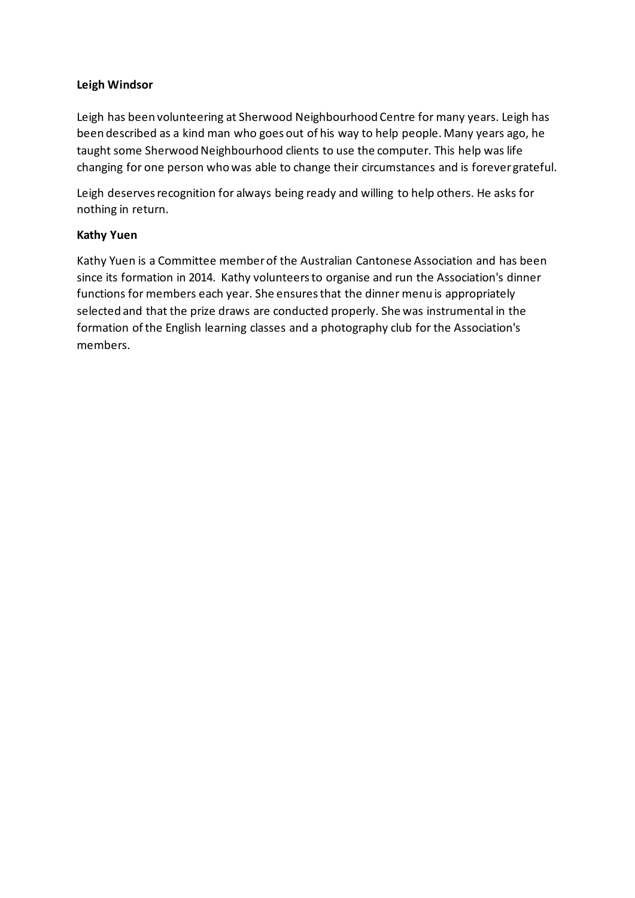**Leigh Windsor**

Leigh has been volunteering at Sherwood Neighbourhood Centre for many years. Leigh has been described as a kind man who goes out of his way to help people. Many years ago, he taught some Sherwood Neighbourhood clients to use the computer. This help was life changing for one person who was able to change their circumstances and is forever grateful.

Leigh deserves recognition for always being ready and willing to help others. He asks for nothing in return.

**Kathy Yuen**

Kathy Yuen is a Committee member of the Australian Cantonese Association and has been since its formation in 2014. Kathy volunteers to organise and run the Association's dinner functions for members each year. She ensures that the dinner menu is appropriately selected and that the prize draws are conducted properly. She was instrumental in the formation of the English learning classes and a photography club for the Association's members.